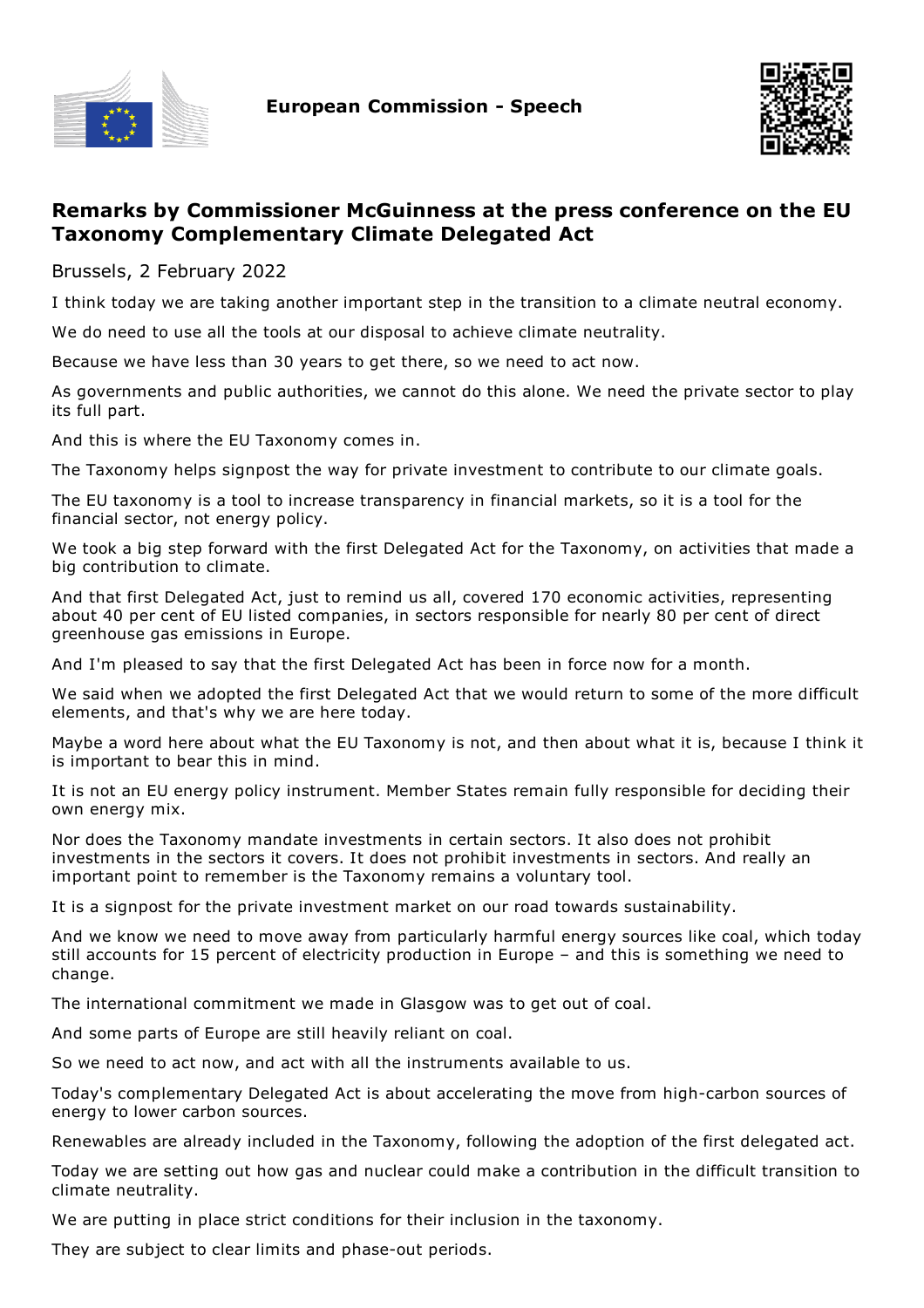European Commission - Speech

# Remarks by Commissioner McGuinness at the press conference on the EU Taxonomy Complementary Climate Delegated Act

Brussels, 2 February 2022

I think today we are taking another important step in the transition to a climate neutral economy.

We do need to use all the tools at our disposal to achieve climate neutrality.

Because we have less than 30 years to get there, so we need to act now.

As governments and public authorities, we cannot do this alone. We need the private sector to play its full part.

And this is where the EU Taxonomy comes in.

The Taxonomy helps signpost the way for private investment to contribute to our climate goals.

The EU taxonomy is a tool to increase transparency in financial markets, so it is a tool for the financial sector, not energy policy.

We took a big step forward with the first Delegated Act for the Taxonomy, on activities that made a big contribution to climate.

And that first Delegated Act, just to remind us all, covered 170 economic activities, representing about 40 per cent of EU listed companies, in sectors responsible for nearly 80 per cent of direct greenhouse gas emissions in Europe.

And I'm pleased to say that the first Delegated Act has been in force now for a month.

We said when we adopted the first Delegated Act that we would return to some of the more difficult elements, and that's why we are here today.

Maybe a word here about what the EU Taxonomy is not, and then about what it is, because I think it is important to bear this in mind.

It is not an EU energy policy instrument. Member States remain fully responsible for deciding their own energy mix.

Nor does the Taxonomy mandate investments in certain sectors. It also does not prohibit investments in the sectors it covers. It does not prohibit investments in sectors. And really an important point to remember is the Taxonomy remains a voluntary tool.

It is a signpost for the private investment market on our road towards sustainability.

And we know we need to move away from particularly harmful energy sources like coal, which today still accounts for 15 percent of electricity production in Europe – and this is something we need to change.

The international commitment we made in Glasgow was to get out of coal.

And some parts of Europe are still heavily reliant on coal.

So we need to act now, and act with all the instruments available to us.

Today's complementary Delegated Act is about accelerating the move from high-carbon sources of energy to lower carbon sources.

Renewables are already included in the Taxonomy, following the adoption of the first delegated act.

Today we are setting out how gas and nuclear could make a contribution in the difficult transition to climate neutrality.

We are putting in place strict conditions for their inclusion in the taxonomy.

They are subject to clear limits and phase-out periods.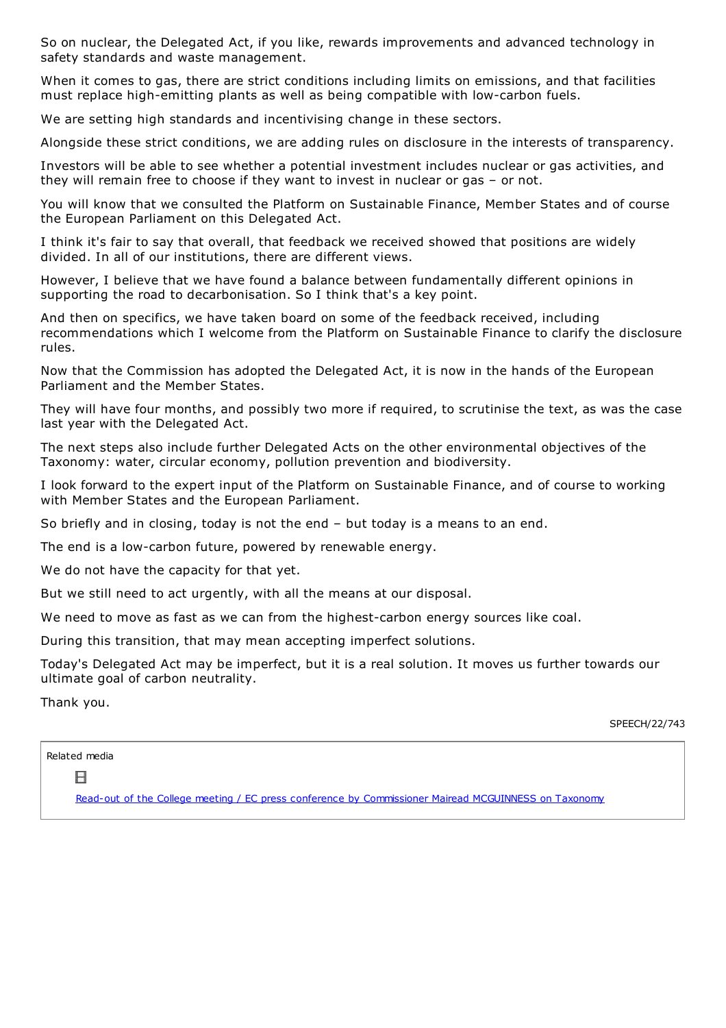So on nuclear, the Delegated Act, if you like, rewards improvements and advanced technology in safety standards and waste management.

When it comes to gas, there are strict conditions including limits on emissions, and that facilities must replace high-emitting plants as well as being compatible with low-carbon fuels.

We are setting high standards and incentivising change in these sectors.

Alongside these strict conditions, we are adding rules on disclosure in the interests of transparency.

Investors will be able to see whether a potential investment includes nuclear or gas activities, and they will remain free to choose if they want to invest in nuclear or gas – or not.

You will know that we consulted the Platform on Sustainable Finance, Member States and of course the European Parliament on this Delegated Act.

I think it's fair to say that overall, that feedback we received showed that positions are widely divided. In all of our institutions, there are different views.

However, I believe that we have found a balance between fundamentally different opinions in supporting the road to decarbonisation. So I think that's a key point.

And then on specifics, we have taken board on some of the feedback received, including recommendations which I welcome from the Platform on Sustainable Finance to clarify the disclosure rules.

Now that the Commission has adopted the Delegated Act, it is now in the hands of the European Parliament and the Member States.

They will have four months, and possibly two more if required, to scrutinise the text, as was the case last year with the Delegated Act.

The next steps also include further Delegated Acts on the other environmental objectives of the Taxonomy: water, circular economy, pollution prevention and biodiversity.

I look forward to the expert input of the Platform on Sustainable Finance, and of course to working with Member States and the European Parliament.

So briefly and in closing, today is not the end – but today is a means to an end.

The end is a low-carbon future, powered by renewable energy.

We do not have the capacity for that yet.

But we still need to act urgently, with all the means at our disposal.

We need to move as fast as we can from the highest-carbon energy sources like coal.

During this transition, that may mean accepting imperfect solutions.

Today's Delegated Act may be imperfect, but it is a real solution. It moves us further towards our ultimate goal of carbon neutrality.

Thank you.

SPEECH/22/743

Related media

Read-out of the College meeting / EC press conference by Commissioner Mairead MCGUINNESS on Taxonomy